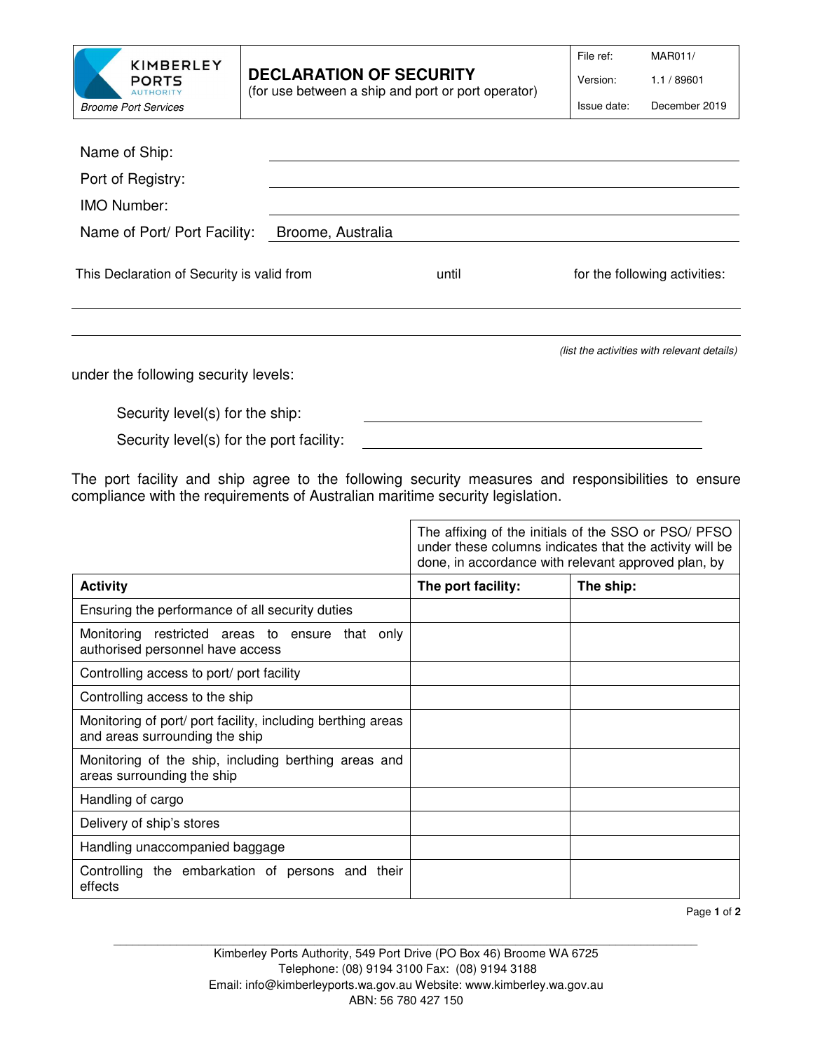| KIMBERLEY PORTS AUTHORITY *Broome Port Services* | **DECLARATION OF SECURITY** (for use between a ship and port or port operator) | File ref: MAR011/ Version: 1.1 / 89601 Issue date: December 2019 |
|---|---|---|

Name of Ship: \_\_\_\_\_\_\_\_\_\_\_\_\_\_\_\_

Port of Registry: \_\_\_\_\_\_\_\_\_\_\_\_\_\_\_\_

IMO Number: \_\_\_\_\_\_\_\_\_\_\_\_\_\_\_\_

Name of Port/ Port Facility: Broome, Australia

This Declaration of Security is valid from \_\_\_\_\_\_\_\_ until \_\_\_\_\_\_\_\_ for the following activities:

\_\_\_\_\_\_\_\_\_\_\_\_\_\_\_\_

\_\_\_\_\_\_\_\_\_\_\_\_\_\_\_\_

*(list the activities with relevant details)*

under the following security levels:

Security level(s) for the ship: \_\_\_\_\_\_\_\_\_\_\_\_\_\_\_\_

Security level(s) for the port facility: \_\_\_\_\_\_\_\_\_\_\_\_\_\_\_\_

The port facility and ship agree to the following security measures and responsibilities to ensure compliance with the requirements of Australian maritime security legislation.

| | The affixing of the initials of the SSO or PSO/ PFSO under these columns indicates that the activity will be done, in accordance with relevant approved plan, by | |
|---|---|---|
| **Activity** | **The port facility:** | **The ship:** |
| Ensuring the performance of all security duties | | |
| Monitoring restricted areas to ensure that only authorised personnel have access | | |
| Controlling access to port/ port facility | | |
| Controlling access to the ship | | |
| Monitoring of port/ port facility, including berthing areas and areas surrounding the ship | | |
| Monitoring of the ship, including berthing areas and areas surrounding the ship | | |
| Handling of cargo | | |
| Delivery of ship's stores | | |
| Handling unaccompanied baggage | | |
| Controlling the embarkation of persons and their effects | | |

Kimberley Ports Authority, 549 Port Drive (PO Box 46) Broome WA 6725
Telephone: (08) 9194 3100 Fax: (08) 9194 3188
Email: info@kimberleyports.wa.gov.au Website: www.kimberley.wa.gov.au
ABN: 56 780 427 150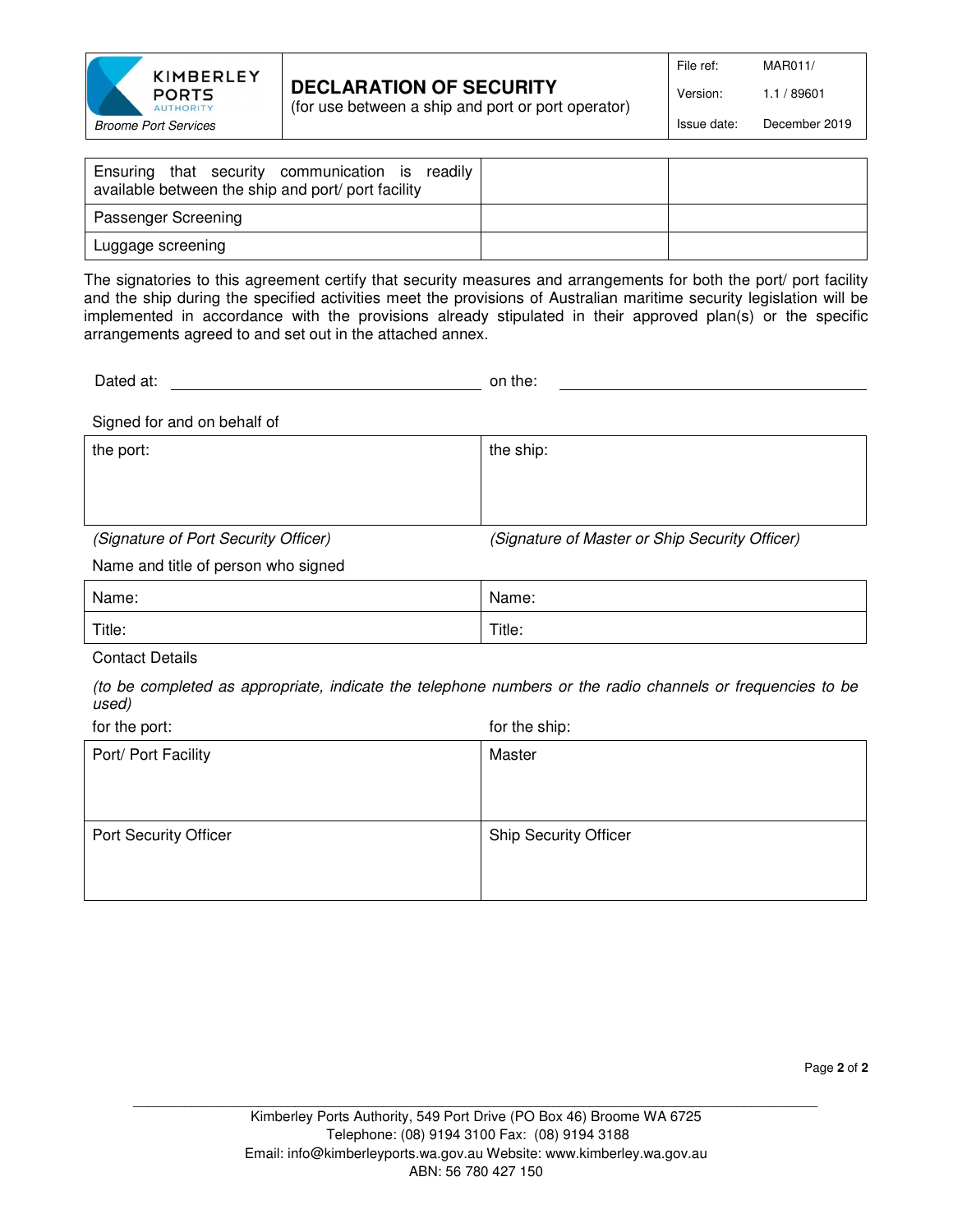# DECLARATION OF SECURITY

(for use between a ship and port or port operator)

| File ref: | MAR011/ |
|---|---|
| Version: | 1.1 / 89601 |
| Issue date: | December 2019 |

| | | |
|---|---|---|
| Ensuring that security communication is readily available between the ship and port/ port facility | | |
| Passenger Screening | | |
| Luggage screening | | |

The signatories to this agreement certify that security measures and arrangements for both the port/ port facility and the ship during the specified activities meet the provisions of Australian maritime security legislation will be implemented in accordance with the provisions already stipulated in their approved plan(s) or the specific arrangements agreed to and set out in the attached annex.

Dated at: ______________________ on the: ______________________

Signed for and on behalf of

| | |
|---|---|
| the port: | the ship: |
| *(Signature of Port Security Officer)* | *(Signature of Master or Ship Security Officer)* |

Name and title of person who signed

| | |
|---|---|
| Name: | Name: |
| Title: | Title: |

Contact Details

*(to be completed as appropriate, indicate the telephone numbers or the radio channels or frequencies to be used)*

| for the port: | for the ship: |
|---|---|
| Port/ Port Facility | Master |
| Port Security Officer | Ship Security Officer |

Kimberley Ports Authority, 549 Port Drive (PO Box 46) Broome WA 6725
Telephone: (08) 9194 3100 Fax: (08) 9194 3188
Email: info@kimberleyports.wa.gov.au Website: www.kimberley.wa.gov.au
ABN: 56 780 427 150